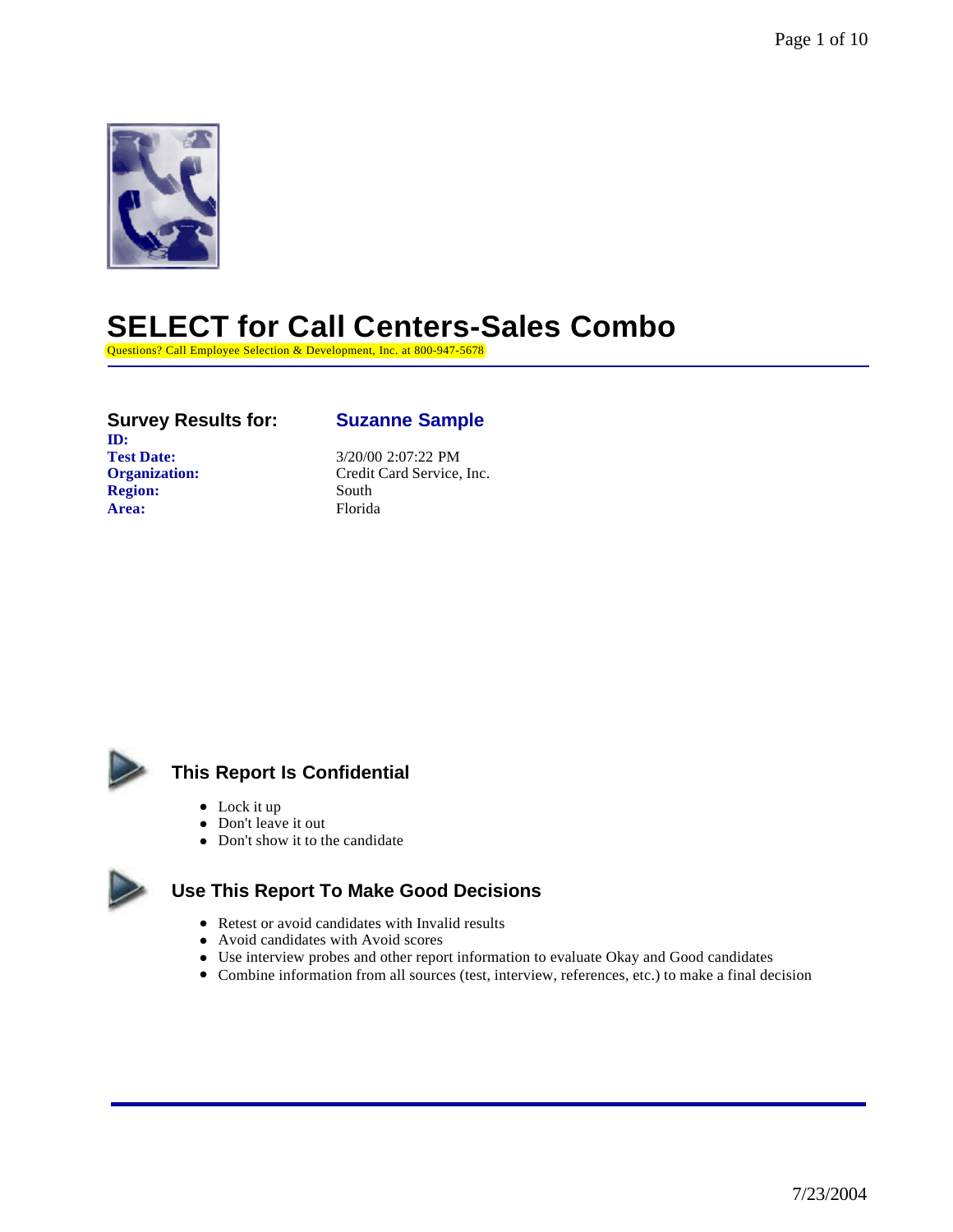# SELECT for Call Centers-Sales Combo

Questions? Call Employee Selection & Development, Inc. at 800-947-5678

| **Survey Results for:** | **Suzanne Sample** |
|---|---|
| **ID:** | |
| **Test Date:** | 3/20/00 2:07:22 PM |
| **Organization:** | Credit Card Service, Inc. |
| **Region:** | South |
| **Area:** | Florida |

## This Report Is Confidential

- Lock it up
- Don't leave it out
- Don't show it to the candidate

## Use This Report To Make Good Decisions

- Retest or avoid candidates with Invalid results
- Avoid candidates with Avoid scores
- Use interview probes and other report information to evaluate Okay and Good candidates
- Combine information from all sources (test, interview, references, etc.) to make a final decision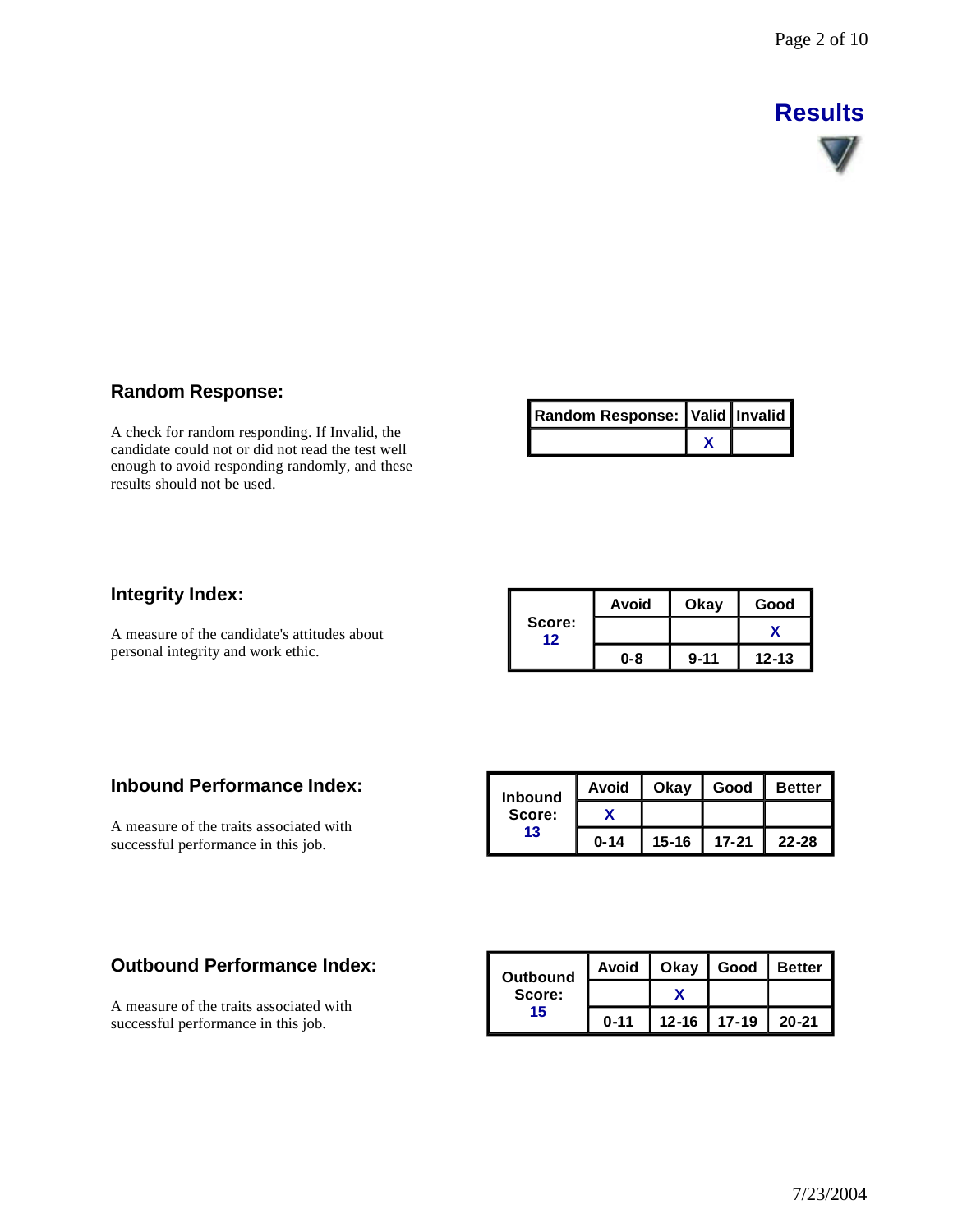# Results

## Random Response:

A check for random responding. If Invalid, the candidate could not or did not read the test well enough to avoid responding randomly, and these results should not be used.

| Random Response: | Valid | Invalid |
| --- | --- | --- |
| | X | |

## Integrity Index:

A measure of the candidate's attitudes about personal integrity and work ethic.

| Score: 12 | Avoid | Okay | Good |
| --- | --- | --- | --- |
| | | | X |
| | 0-8 | 9-11 | 12-13 |

## Inbound Performance Index:

A measure of the traits associated with successful performance in this job.

| Inbound Score: 13 | Avoid | Okay | Good | Better |
| --- | --- | --- | --- | --- |
| | X | | | |
| | 0-14 | 15-16 | 17-21 | 22-28 |

## Outbound Performance Index:

A measure of the traits associated with successful performance in this job.

| Outbound Score: 15 | Avoid | Okay | Good | Better |
| --- | --- | --- | --- | --- |
| | | X | | |
| | 0-11 | 12-16 | 17-19 | 20-21 |

7/23/2004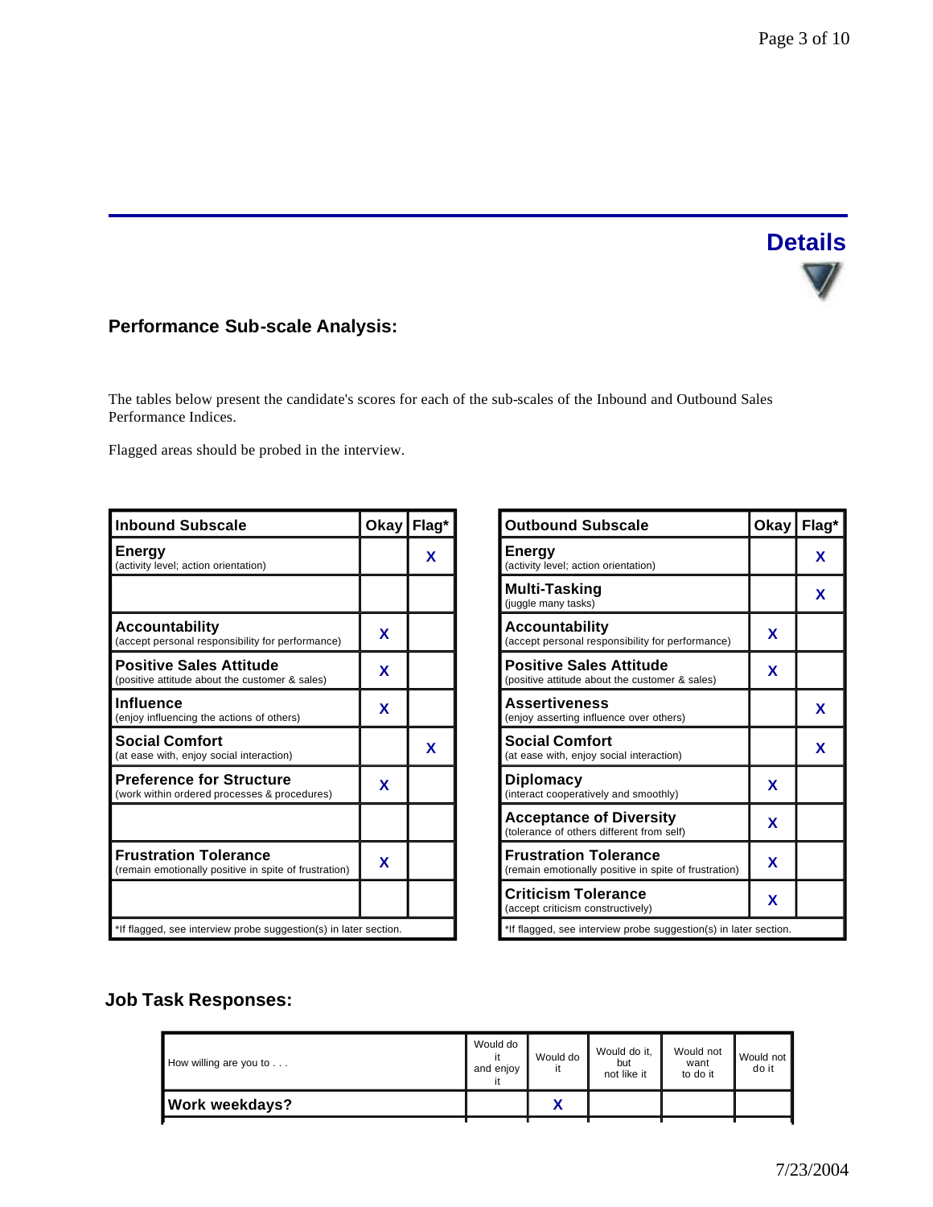## Details

### Performance Sub-scale Analysis:

The tables below present the candidate's scores for each of the sub-scales of the Inbound and Outbound Sales Performance Indices.

Flagged areas should be probed in the interview.

| Inbound Subscale | Okay | Flag* |
|---|---|---|
| **Energy** (activity level; action orientation) | | X |
| | | |
| **Accountability** (accept personal responsibility for performance) | X | |
| **Positive Sales Attitude** (positive attitude about the customer & sales) | X | |
| **Influence** (enjoy influencing the actions of others) | X | |
| **Social Comfort** (at ease with, enjoy social interaction) | | X |
| **Preference for Structure** (work within ordered processes & procedures) | X | |
| | | |
| **Frustration Tolerance** (remain emotionally positive in spite of frustration) | X | |
| | | |
| *If flagged, see interview probe suggestion(s) in later section. | | |

| Outbound Subscale | Okay | Flag* |
|---|---|---|
| **Energy** (activity level; action orientation) | | X |
| **Multi-Tasking** (juggle many tasks) | | X |
| **Accountability** (accept personal responsibility for performance) | X | |
| **Positive Sales Attitude** (positive attitude about the customer & sales) | X | |
| **Assertiveness** (enjoy asserting influence over others) | | X |
| **Social Comfort** (at ease with, enjoy social interaction) | | X |
| **Diplomacy** (interact cooperatively and smoothly) | X | |
| **Acceptance of Diversity** (tolerance of others different from self) | X | |
| **Frustration Tolerance** (remain emotionally positive in spite of frustration) | X | |
| **Criticism Tolerance** (accept criticism constructively) | X | |
| *If flagged, see interview probe suggestion(s) in later section. | | |

### Job Task Responses:

| How willing are you to . . . | Would do it and enjoy it | Would do it | Would do it, but not like it | Would not want to do it | Would not do it |
|---|---|---|---|---|---|
| **Work weekdays?** | | X | | | |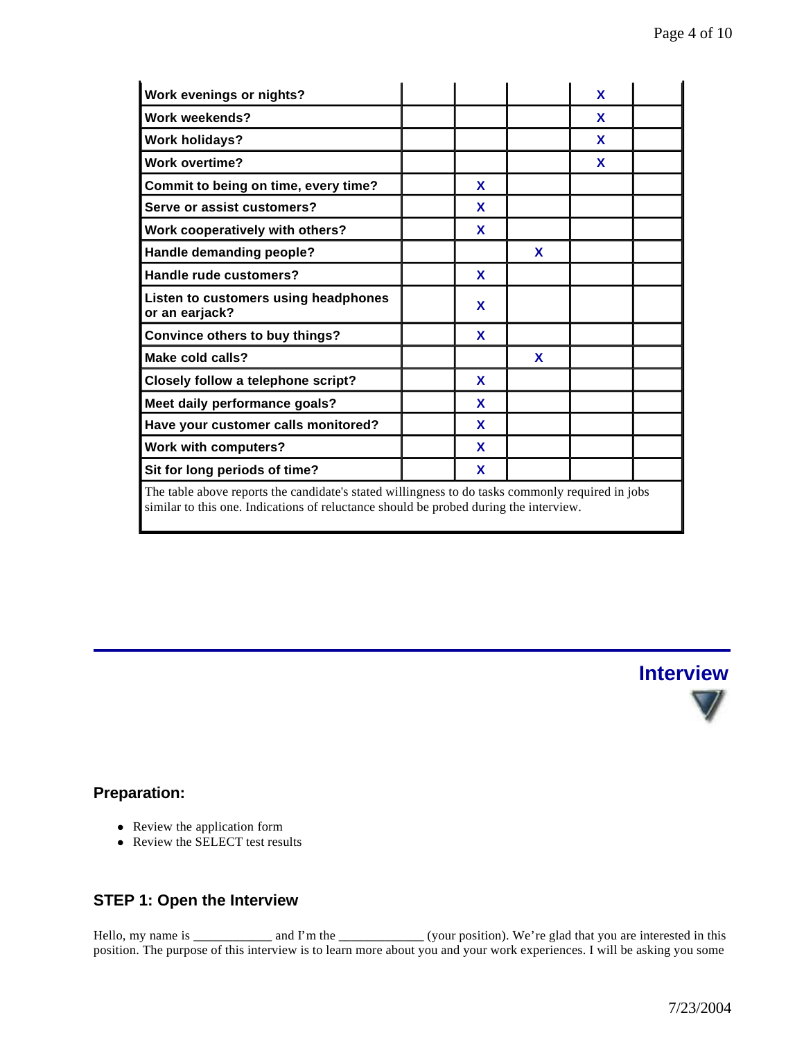| | | | | | |
|---|---|---|---|---|---|
| **Work evenings or nights?** | | | | X | |
| **Work weekends?** | | | | X | |
| **Work holidays?** | | | | X | |
| **Work overtime?** | | | | X | |
| **Commit to being on time, every time?** | | X | | | |
| **Serve or assist customers?** | | X | | | |
| **Work cooperatively with others?** | | X | | | |
| **Handle demanding people?** | | | X | | |
| **Handle rude customers?** | | X | | | |
| **Listen to customers using headphones or an earjack?** | | X | | | |
| **Convince others to buy things?** | | X | | | |
| **Make cold calls?** | | | X | | |
| **Closely follow a telephone script?** | | X | | | |
| **Meet daily performance goals?** | | X | | | |
| **Have your customer calls monitored?** | | X | | | |
| **Work with computers?** | | X | | | |
| **Sit for long periods of time?** | | X | | | |

The table above reports the candidate's stated willingness to do tasks commonly required in jobs similar to this one. Indications of reluctance should be probed during the interview.

## Interview

### Preparation:

- Review the application form
- Review the SELECT test results

### STEP 1: Open the Interview

Hello, my name is ____________ and I'm the _____________ (your position). We're glad that you are interested in this position. The purpose of this interview is to learn more about you and your work experiences. I will be asking you some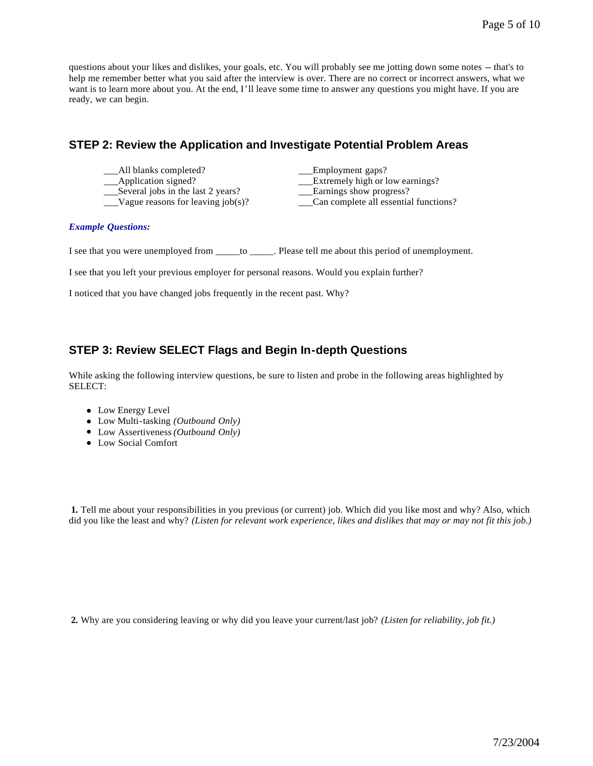questions about your likes and dislikes, your goals, etc. You will probably see me jotting down some notes -- that's to help me remember better what you said after the interview is over. There are no correct or incorrect answers, what we want is to learn more about you. At the end, I'll leave some time to answer any questions you might have. If you are ready, we can begin.

## STEP 2: Review the Application and Investigate Potential Problem Areas

___All blanks completed?
___Application signed?
___Several jobs in the last 2 years?
___Vague reasons for leaving job(s)?
___Employment gaps?
___Extremely high or low earnings?
___Earnings show progress?
___Can complete all essential functions?

***Example Questions:***

I see that you were unemployed from _____to _____. Please tell me about this period of unemployment.

I see that you left your previous employer for personal reasons. Would you explain further?

I noticed that you have changed jobs frequently in the recent past. Why?

## STEP 3: Review SELECT Flags and Begin In-depth Questions

While asking the following interview questions, be sure to listen and probe in the following areas highlighted by SELECT:

- Low Energy Level
- Low Multi-tasking *(Outbound Only)*
- Low Assertiveness *(Outbound Only)*
- Low Social Comfort

**1.** Tell me about your responsibilities in you previous (or current) job. Which did you like most and why? Also, which did you like the least and why? *(Listen for relevant work experience, likes and dislikes that may or may not fit this job.)*

**2.** Why are you considering leaving or why did you leave your current/last job? *(Listen for reliability, job fit.)*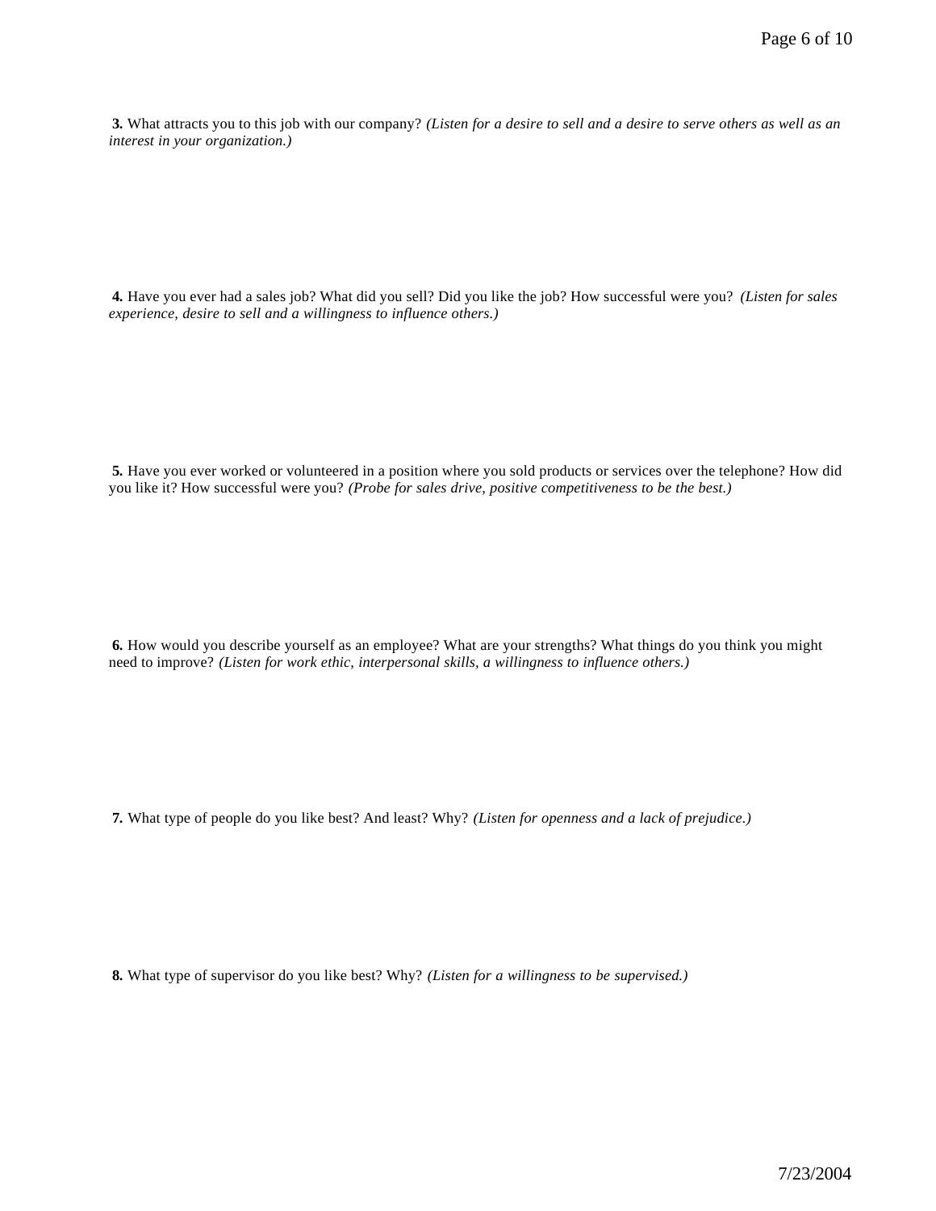**3.** What attracts you to this job with our company? *(Listen for a desire to sell and a desire to serve others as well as an interest in your organization.)*

**4.** Have you ever had a sales job? What did you sell? Did you like the job? How successful were you? *(Listen for sales experience, desire to sell and a willingness to influence others.)*

**5.** Have you ever worked or volunteered in a position where you sold products or services over the telephone? How did you like it? How successful were you? *(Probe for sales drive, positive competitiveness to be the best.)*

**6.** How would you describe yourself as an employee? What are your strengths? What things do you think you might need to improve? *(Listen for work ethic, interpersonal skills, a willingness to influence others.)*

**7.** What type of people do you like best? And least? Why? *(Listen for openness and a lack of prejudice.)*

**8.** What type of supervisor do you like best? Why? *(Listen for a willingness to be supervised.)*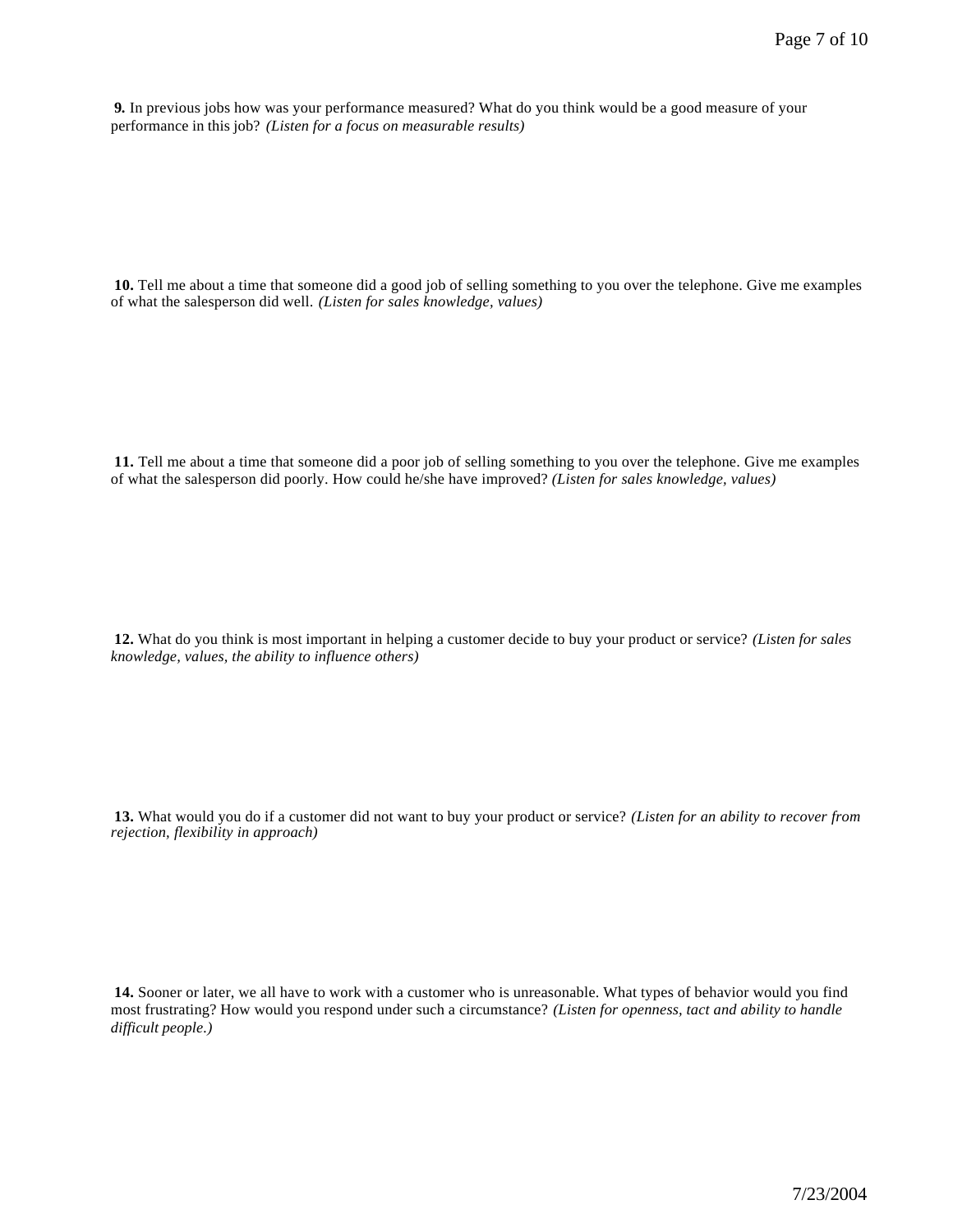**9.** In previous jobs how was your performance measured? What do you think would be a good measure of your performance in this job? *(Listen for a focus on measurable results)*

**10.** Tell me about a time that someone did a good job of selling something to you over the telephone. Give me examples of what the salesperson did well. *(Listen for sales knowledge, values)*

**11.** Tell me about a time that someone did a poor job of selling something to you over the telephone. Give me examples of what the salesperson did poorly. How could he/she have improved? *(Listen for sales knowledge, values)*

**12.** What do you think is most important in helping a customer decide to buy your product or service? *(Listen for sales knowledge, values, the ability to influence others)*

**13.** What would you do if a customer did not want to buy your product or service? *(Listen for an ability to recover from rejection, flexibility in approach)*

**14.** Sooner or later, we all have to work with a customer who is unreasonable. What types of behavior would you find most frustrating? How would you respond under such a circumstance? *(Listen for openness, tact and ability to handle difficult people.)*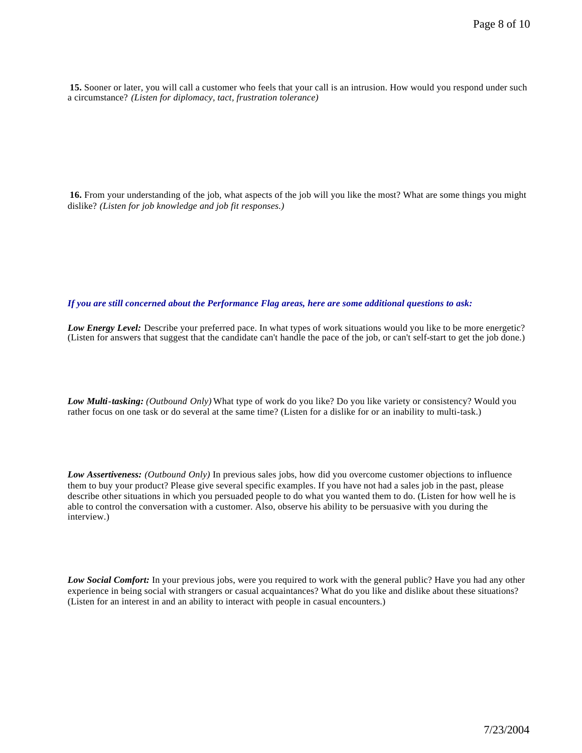**15.** Sooner or later, you will call a customer who feels that your call is an intrusion. How would you respond under such a circumstance? *(Listen for diplomacy, tact, frustration tolerance)*

**16.** From your understanding of the job, what aspects of the job will you like the most? What are some things you might dislike? *(Listen for job knowledge and job fit responses.)*

***If you are still concerned about the Performance Flag areas, here are some additional questions to ask:***

***Low Energy Level:*** Describe your preferred pace. In what types of work situations would you like to be more energetic? (Listen for answers that suggest that the candidate can't handle the pace of the job, or can't self-start to get the job done.)

***Low Multi-tasking:*** *(Outbound Only)* What type of work do you like? Do you like variety or consistency? Would you rather focus on one task or do several at the same time? (Listen for a dislike for or an inability to multi-task.)

***Low Assertiveness:*** *(Outbound Only)* In previous sales jobs, how did you overcome customer objections to influence them to buy your product? Please give several specific examples. If you have not had a sales job in the past, please describe other situations in which you persuaded people to do what you wanted them to do. (Listen for how well he is able to control the conversation with a customer. Also, observe his ability to be persuasive with you during the interview.)

***Low Social Comfort:*** In your previous jobs, were you required to work with the general public? Have you had any other experience in being social with strangers or casual acquaintances? What do you like and dislike about these situations? (Listen for an interest in and an ability to interact with people in casual encounters.)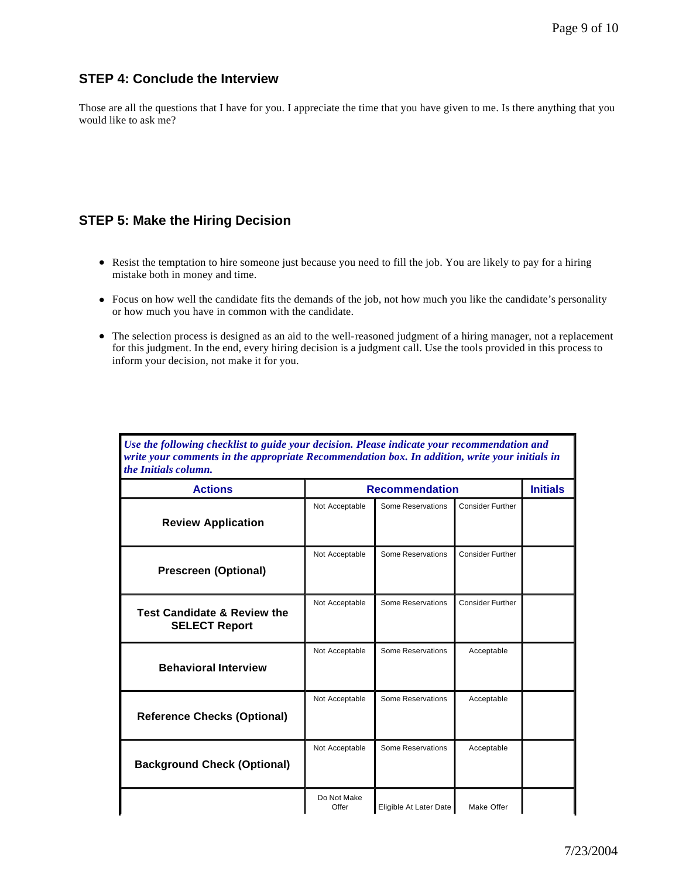## STEP 4: Conclude the Interview

Those are all the questions that I have for you. I appreciate the time that you have given to me. Is there anything that you would like to ask me?

## STEP 5: Make the Hiring Decision

- Resist the temptation to hire someone just because you need to fill the job. You are likely to pay for a hiring mistake both in money and time.
- Focus on how well the candidate fits the demands of the job, not how much you like the candidate's personality or how much you have in common with the candidate.
- The selection process is designed as an aid to the well-reasoned judgment of a hiring manager, not a replacement for this judgment. In the end, every hiring decision is a judgment call. Use the tools provided in this process to inform your decision, not make it for you.

***Use the following checklist to guide your decision. Please indicate your recommendation and write your comments in the appropriate Recommendation box. In addition, write your initials in the Initials column.***

| Actions | Recommendation | | | Initials |
|---|---|---|---|---|
| **Review Application** | Not Acceptable | Some Reservations | Consider Further | |
| **Prescreen (Optional)** | Not Acceptable | Some Reservations | Consider Further | |
| **Test Candidate & Review the SELECT Report** | Not Acceptable | Some Reservations | Consider Further | |
| **Behavioral Interview** | Not Acceptable | Some Reservations | Acceptable | |
| **Reference Checks (Optional)** | Not Acceptable | Some Reservations | Acceptable | |
| **Background Check (Optional)** | Not Acceptable | Some Reservations | Acceptable | |
| | Do Not Make Offer | Eligible At Later Date | Make Offer | |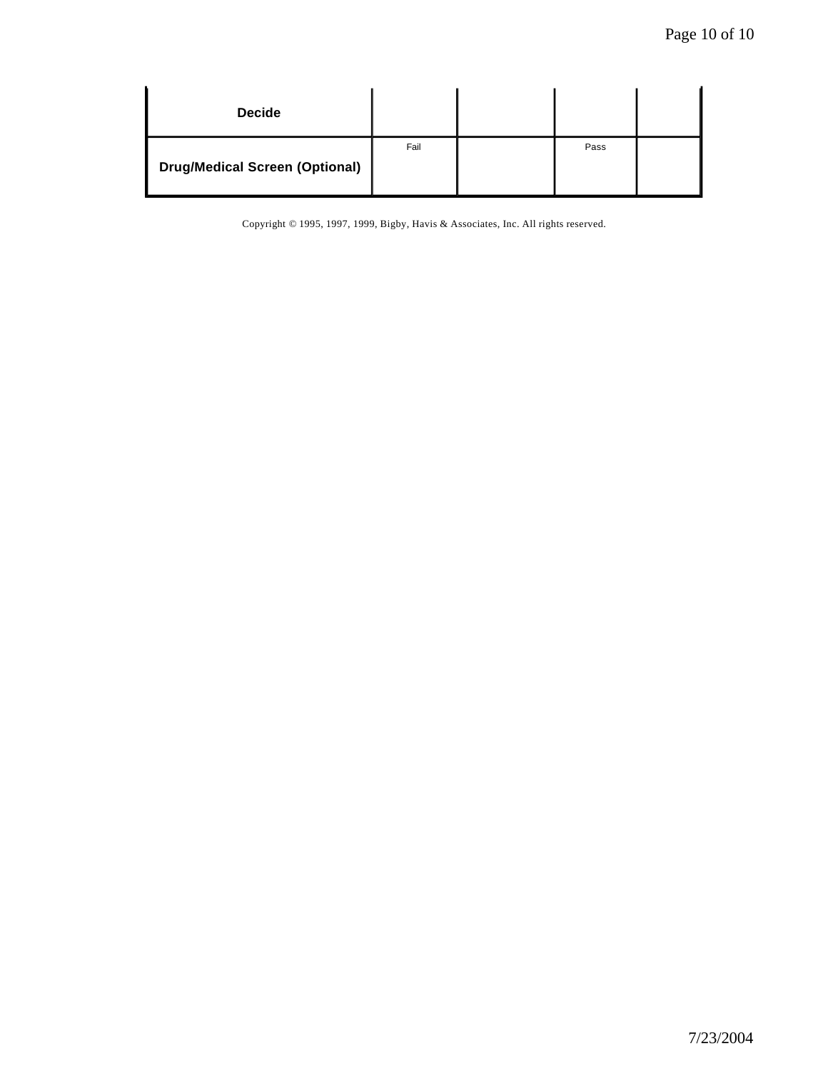| | | | | |
|---|---|---|---|---|
| **Decide** | | | | |
| **Drug/Medical Screen (Optional)** | Fail | | Pass | |

Copyright © 1995, 1997, 1999, Bigby, Havis & Associates, Inc. All rights reserved.